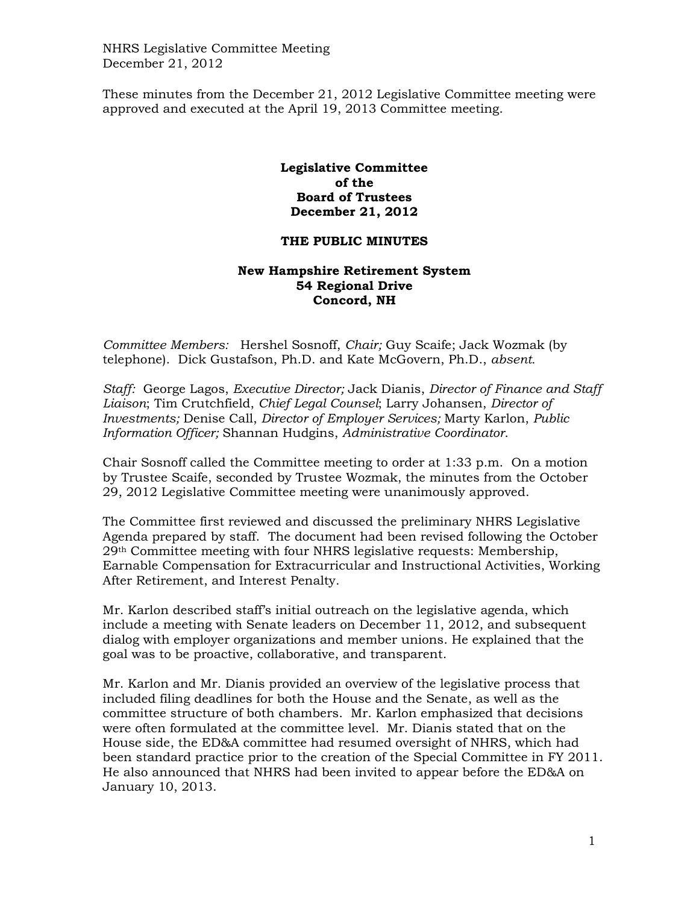NHRS Legislative Committee Meeting
December 21, 2012

These minutes from the December 21, 2012 Legislative Committee meeting were approved and executed at the April 19, 2013 Committee meeting.

**Legislative Committee**
**of the**
**Board of Trustees**
**December 21, 2012**

**THE PUBLIC MINUTES**

**New Hampshire Retirement System**
**54 Regional Drive**
**Concord, NH**

*Committee Members:* Hershel Sosnoff, *Chair;* Guy Scaife; Jack Wozmak (by telephone). Dick Gustafson, Ph.D. and Kate McGovern, Ph.D., *absent.*

*Staff:* George Lagos, *Executive Director;* Jack Dianis, *Director of Finance and Staff Liaison*; Tim Crutchfield, *Chief Legal Counsel*; Larry Johansen, *Director of Investments;* Denise Call, *Director of Employer Services;* Marty Karlon, *Public Information Officer;* Shannan Hudgins, *Administrative Coordinator*.

Chair Sosnoff called the Committee meeting to order at 1:33 p.m. On a motion by Trustee Scaife, seconded by Trustee Wozmak, the minutes from the October 29, 2012 Legislative Committee meeting were unanimously approved.

The Committee first reviewed and discussed the preliminary NHRS Legislative Agenda prepared by staff. The document had been revised following the October 29th Committee meeting with four NHRS legislative requests: Membership, Earnable Compensation for Extracurricular and Instructional Activities, Working After Retirement, and Interest Penalty.

Mr. Karlon described staff's initial outreach on the legislative agenda, which include a meeting with Senate leaders on December 11, 2012, and subsequent dialog with employer organizations and member unions. He explained that the goal was to be proactive, collaborative, and transparent.

Mr. Karlon and Mr. Dianis provided an overview of the legislative process that included filing deadlines for both the House and the Senate, as well as the committee structure of both chambers. Mr. Karlon emphasized that decisions were often formulated at the committee level. Mr. Dianis stated that on the House side, the ED&A committee had resumed oversight of NHRS, which had been standard practice prior to the creation of the Special Committee in FY 2011. He also announced that NHRS had been invited to appear before the ED&A on January 10, 2013.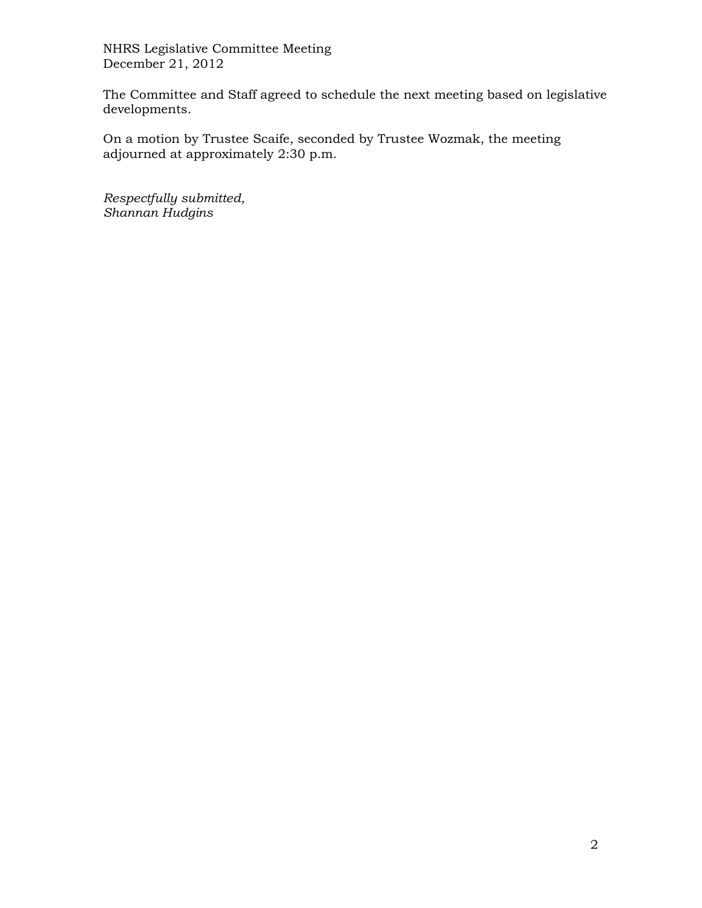The Committee and Staff agreed to schedule the next meeting based on legislative developments.

On a motion by Trustee Scaife, seconded by Trustee Wozmak, the meeting adjourned at approximately 2:30 p.m.

*Respectfully submitted,*
*Shannan Hudgins*